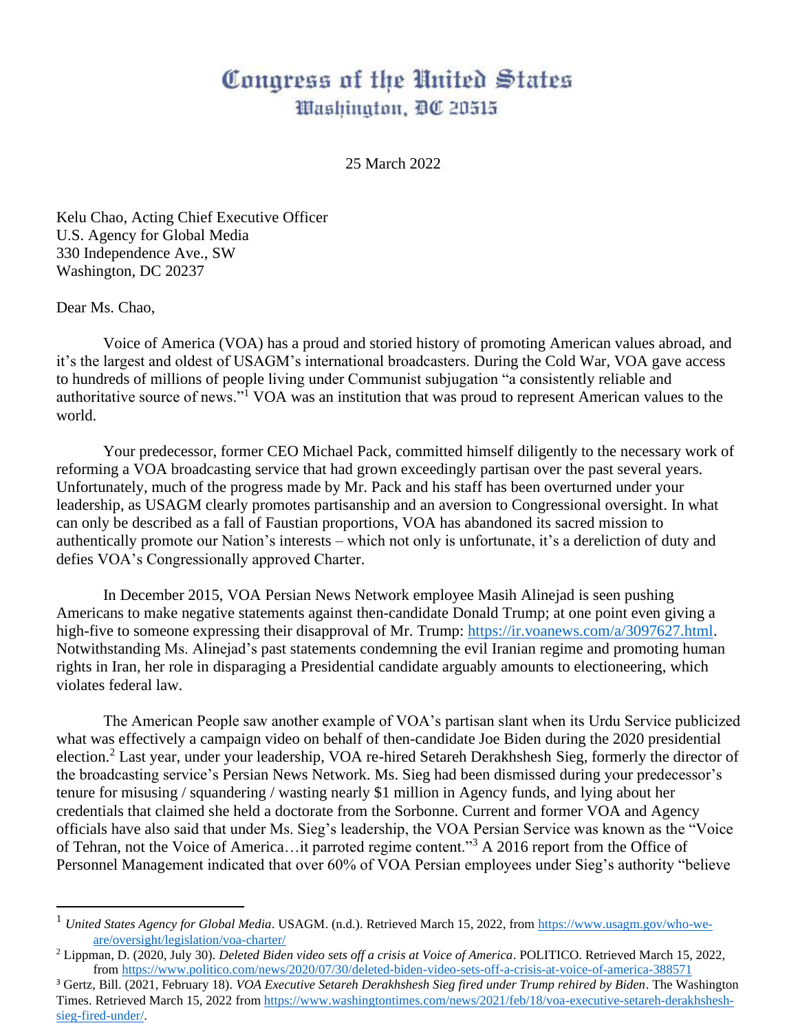# Congress of the United States
## Washington, DC 20515

25 March 2022

Kelu Chao, Acting Chief Executive Officer
U.S. Agency for Global Media
330 Independence Ave., SW
Washington, DC 20237

Dear Ms. Chao,

Voice of America (VOA) has a proud and storied history of promoting American values abroad, and it's the largest and oldest of USAGM's international broadcasters. During the Cold War, VOA gave access to hundreds of millions of people living under Communist subjugation "a consistently reliable and authoritative source of news."[1] VOA was an institution that was proud to represent American values to the world.

Your predecessor, former CEO Michael Pack, committed himself diligently to the necessary work of reforming a VOA broadcasting service that had grown exceedingly partisan over the past several years. Unfortunately, much of the progress made by Mr. Pack and his staff has been overturned under your leadership, as USAGM clearly promotes partisanship and an aversion to Congressional oversight. In what can only be described as a fall of Faustian proportions, VOA has abandoned its sacred mission to authentically promote our Nation's interests – which not only is unfortunate, it's a dereliction of duty and defies VOA's Congressionally approved Charter.

In December 2015, VOA Persian News Network employee Masih Alinejad is seen pushing Americans to make negative statements against then-candidate Donald Trump; at one point even giving a high-five to someone expressing their disapproval of Mr. Trump: https://ir.voanews.com/a/3097627.html. Notwithstanding Ms. Alinejad's past statements condemning the evil Iranian regime and promoting human rights in Iran, her role in disparaging a Presidential candidate arguably amounts to electioneering, which violates federal law.

The American People saw another example of VOA's partisan slant when its Urdu Service publicized what was effectively a campaign video on behalf of then-candidate Joe Biden during the 2020 presidential election.[2] Last year, under your leadership, VOA re-hired Setareh Derakhshesh Sieg, formerly the director of the broadcasting service's Persian News Network. Ms. Sieg had been dismissed during your predecessor's tenure for misusing / squandering / wasting nearly $1 million in Agency funds, and lying about her credentials that claimed she held a doctorate from the Sorbonne. Current and former VOA and Agency officials have also said that under Ms. Sieg's leadership, the VOA Persian Service was known as the "Voice of Tehran, not the Voice of America…it parroted regime content."[3] A 2016 report from the Office of Personnel Management indicated that over 60% of VOA Persian employees under Sieg's authority "believe

---

[1] *United States Agency for Global Media*. USAGM. (n.d.). Retrieved March 15, 2022, from https://www.usagm.gov/who-we-are/oversight/legislation/voa-charter/

[2] Lippman, D. (2020, July 30). *Deleted Biden video sets off a crisis at Voice of America*. POLITICO. Retrieved March 15, 2022, from https://www.politico.com/news/2020/07/30/deleted-biden-video-sets-off-a-crisis-at-voice-of-america-388571

[3] Gertz, Bill. (2021, February 18). *VOA Executive Setareh Derakhshesh Sieg fired under Trump rehired by Biden*. The Washington Times. Retrieved March 15, 2022 from https://www.washingtontimes.com/news/2021/feb/18/voa-executive-setareh-derakhshesh-sieg-fired-under/.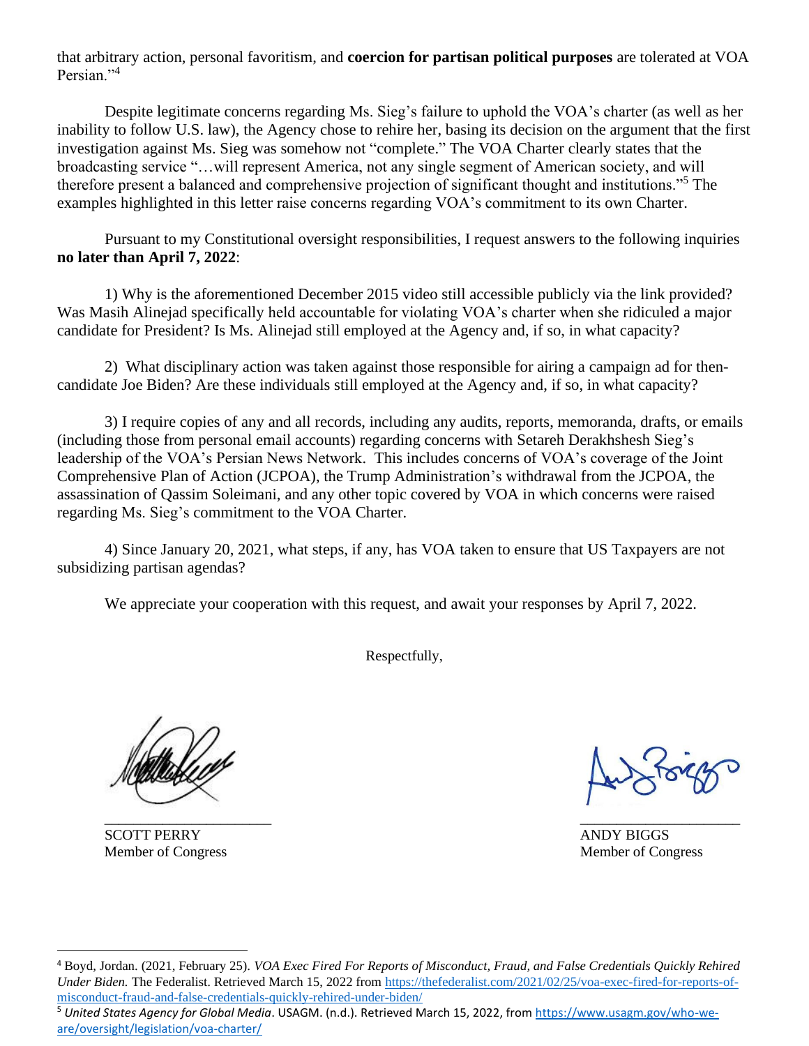that arbitrary action, personal favoritism, and **coercion for partisan political purposes** are tolerated at VOA Persian."[4]

Despite legitimate concerns regarding Ms. Sieg's failure to uphold the VOA's charter (as well as her inability to follow U.S. law), the Agency chose to rehire her, basing its decision on the argument that the first investigation against Ms. Sieg was somehow not "complete." The VOA Charter clearly states that the broadcasting service "…will represent America, not any single segment of American society, and will therefore present a balanced and comprehensive projection of significant thought and institutions."[5] The examples highlighted in this letter raise concerns regarding VOA's commitment to its own Charter.

Pursuant to my Constitutional oversight responsibilities, I request answers to the following inquiries **no later than April 7, 2022**:

1) Why is the aforementioned December 2015 video still accessible publicly via the link provided? Was Masih Alinejad specifically held accountable for violating VOA's charter when she ridiculed a major candidate for President? Is Ms. Alinejad still employed at the Agency and, if so, in what capacity?

2) What disciplinary action was taken against those responsible for airing a campaign ad for then-candidate Joe Biden? Are these individuals still employed at the Agency and, if so, in what capacity?

3) I require copies of any and all records, including any audits, reports, memoranda, drafts, or emails (including those from personal email accounts) regarding concerns with Setareh Derakhshesh Sieg's leadership of the VOA's Persian News Network. This includes concerns of VOA's coverage of the Joint Comprehensive Plan of Action (JCPOA), the Trump Administration's withdrawal from the JCPOA, the assassination of Qassim Soleimani, and any other topic covered by VOA in which concerns were raised regarding Ms. Sieg's commitment to the VOA Charter.

4) Since January 20, 2021, what steps, if any, has VOA taken to ensure that US Taxpayers are not subsidizing partisan agendas?

We appreciate your cooperation with this request, and await your responses by April 7, 2022.

Respectfully,

SCOTT PERRY
Member of Congress

ANDY BIGGS
Member of Congress

---

[4] Boyd, Jordan. (2021, February 25). *VOA Exec Fired For Reports of Misconduct, Fraud, and False Credentials Quickly Rehired Under Biden.* The Federalist. Retrieved March 15, 2022 from https://thefederalist.com/2021/02/25/voa-exec-fired-for-reports-of-misconduct-fraud-and-false-credentials-quickly-rehired-under-biden/

[5] *United States Agency for Global Media*. USAGM. (n.d.). Retrieved March 15, 2022, from https://www.usagm.gov/who-we-are/oversight/legislation/voa-charter/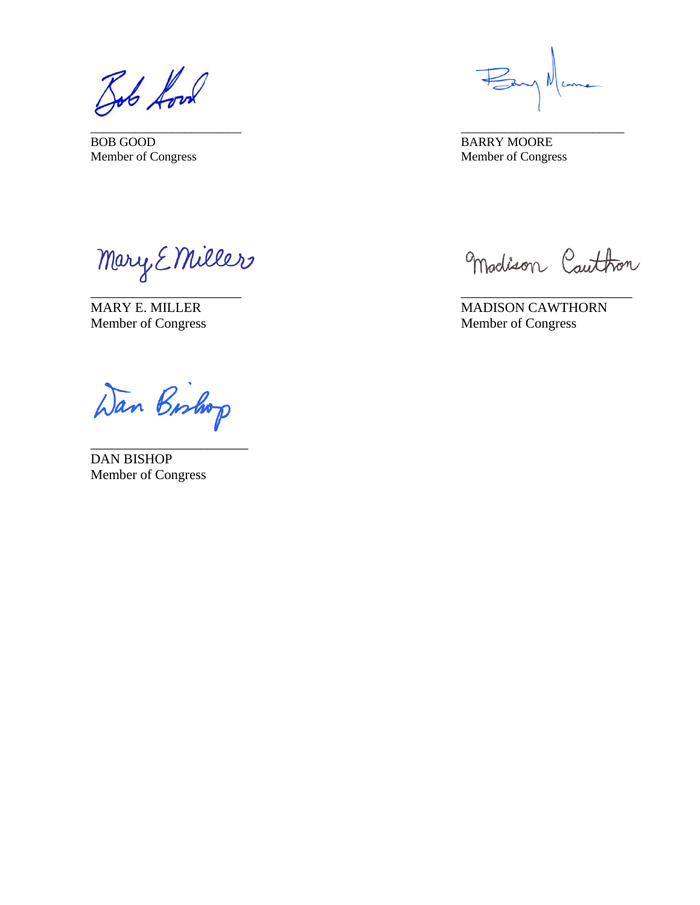BOB GOOD
Member of Congress

BARRY MOORE
Member of Congress

MARY E. MILLER
Member of Congress

MADISON CAWTHORN
Member of Congress

DAN BISHOP
Member of Congress